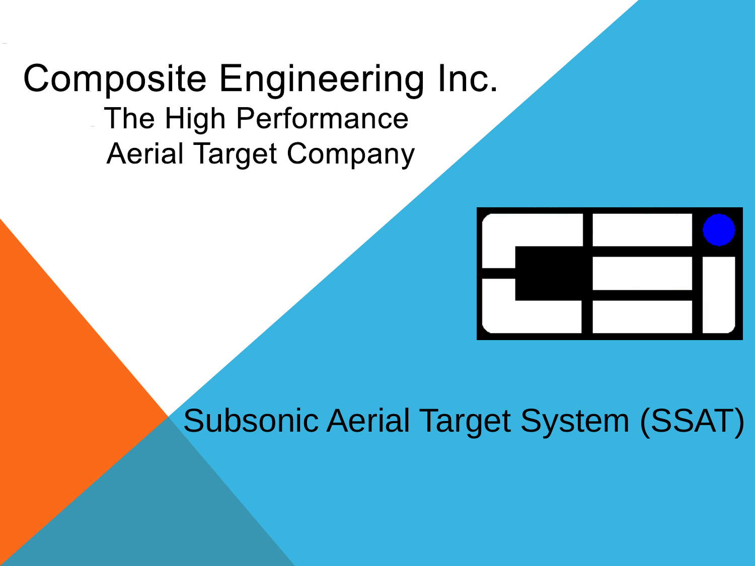# Composite Engineering Inc.

## The High Performance Aerial Target Company

## Subsonic Aerial Target System (SSAT)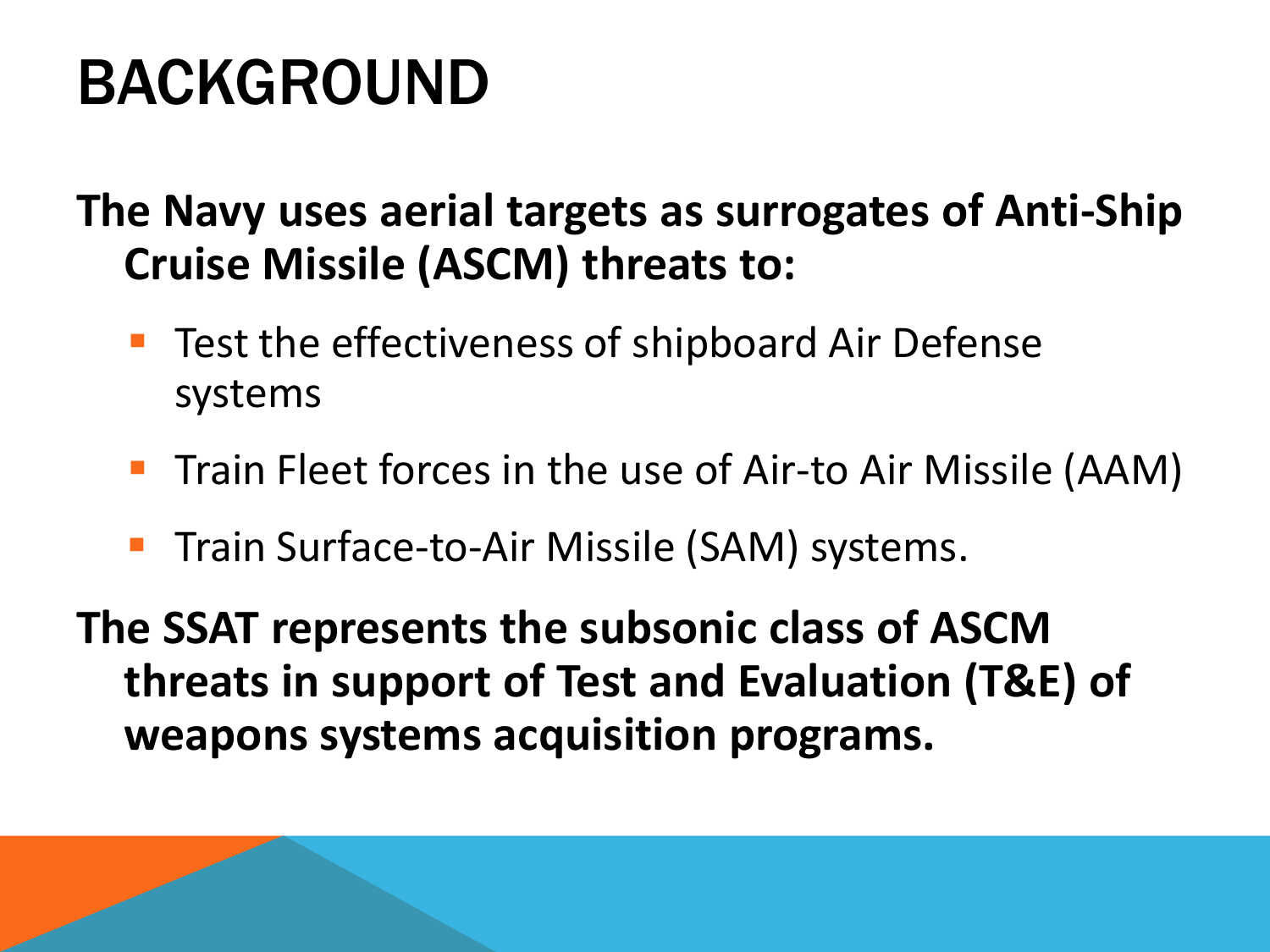# BACKGROUND

**The Navy uses aerial targets as surrogates of Anti-Ship Cruise Missile (ASCM) threats to:**

- Test the effectiveness of shipboard Air Defense systems
- Train Fleet forces in the use of Air-to Air Missile (AAM)
- Train Surface-to-Air Missile (SAM) systems.

**The SSAT represents the subsonic class of ASCM threats in support of Test and Evaluation (T&E) of weapons systems acquisition programs.**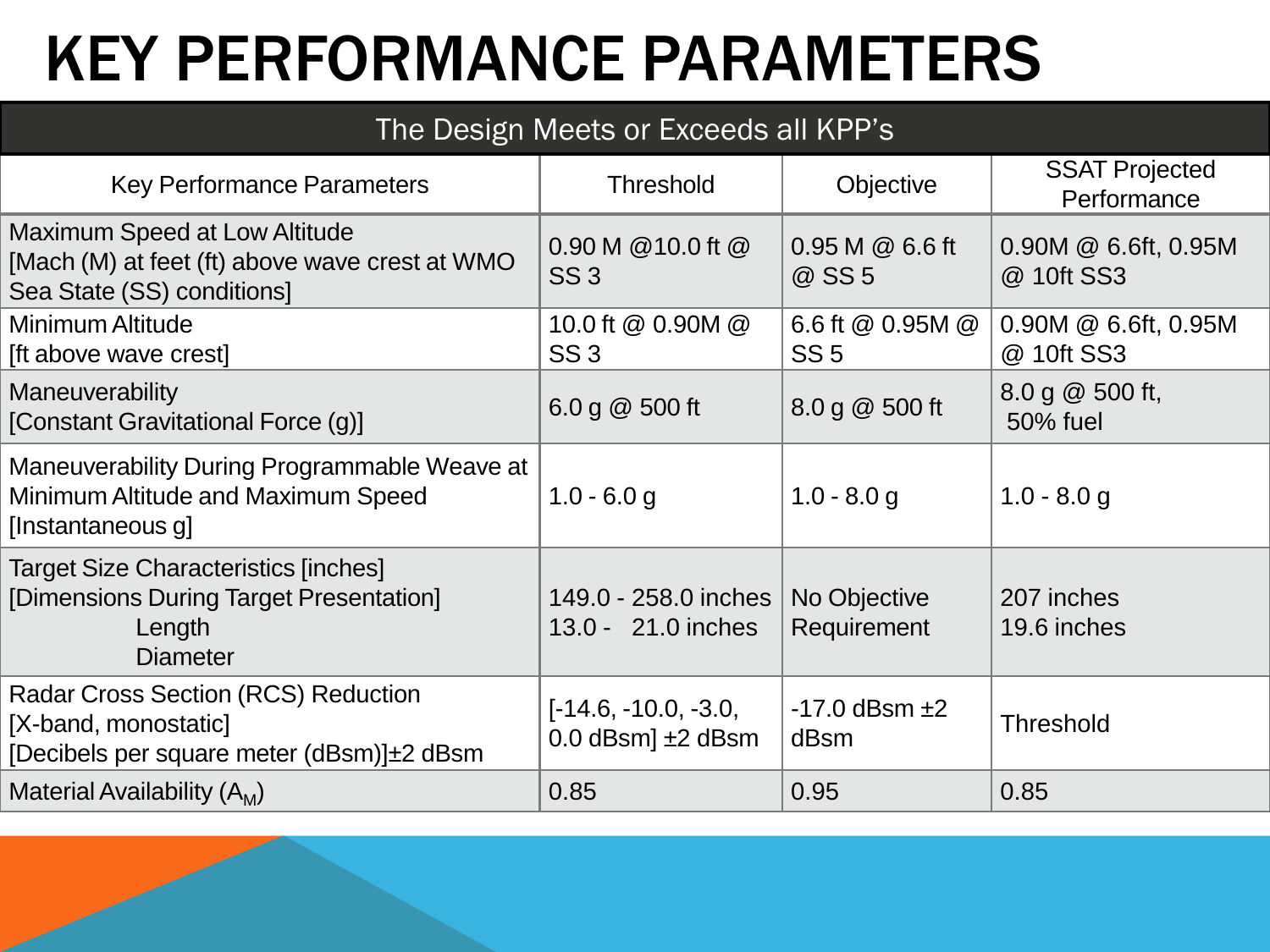# KEY PERFORMANCE PARAMETERS

| The Design Meets or Exceeds all KPP's | | | |
|---|---|---|---|
| Key Performance Parameters | Threshold | Objective | SSAT Projected Performance |
| Maximum Speed at Low Altitude [Mach (M) at feet (ft) above wave crest at WMO Sea State (SS) conditions] | 0.90 M @10.0 ft @ SS 3 | 0.95 M @ 6.6 ft @ SS 5 | 0.90M @ 6.6ft, 0.95M @ 10ft SS3 |
| Minimum Altitude [ft above wave crest] | 10.0 ft @ 0.90M @ SS 3 | 6.6 ft @ 0.95M @ SS 5 | 0.90M @ 6.6ft, 0.95M @ 10ft SS3 |
| Maneuverability [Constant Gravitational Force (g)] | 6.0 g @ 500 ft | 8.0 g @ 500 ft | 8.0 g @ 500 ft, 50% fuel |
| Maneuverability During Programmable Weave at Minimum Altitude and Maximum Speed [Instantaneous g] | 1.0 - 6.0 g | 1.0 - 8.0 g | 1.0 - 8.0 g |
| Target Size Characteristics [inches] [Dimensions During Target Presentation] Length Diameter | 149.0 - 258.0 inches 13.0 - 21.0 inches | No Objective Requirement | 207 inches 19.6 inches |
| Radar Cross Section (RCS) Reduction [X-band, monostatic] [Decibels per square meter (dBsm)]±2 dBsm | [-14.6, -10.0, -3.0, 0.0 dBsm] ±2 dBsm | -17.0 dBsm ±2 dBsm | Threshold |
| Material Availability ($A_M$) | 0.85 | 0.95 | 0.85 |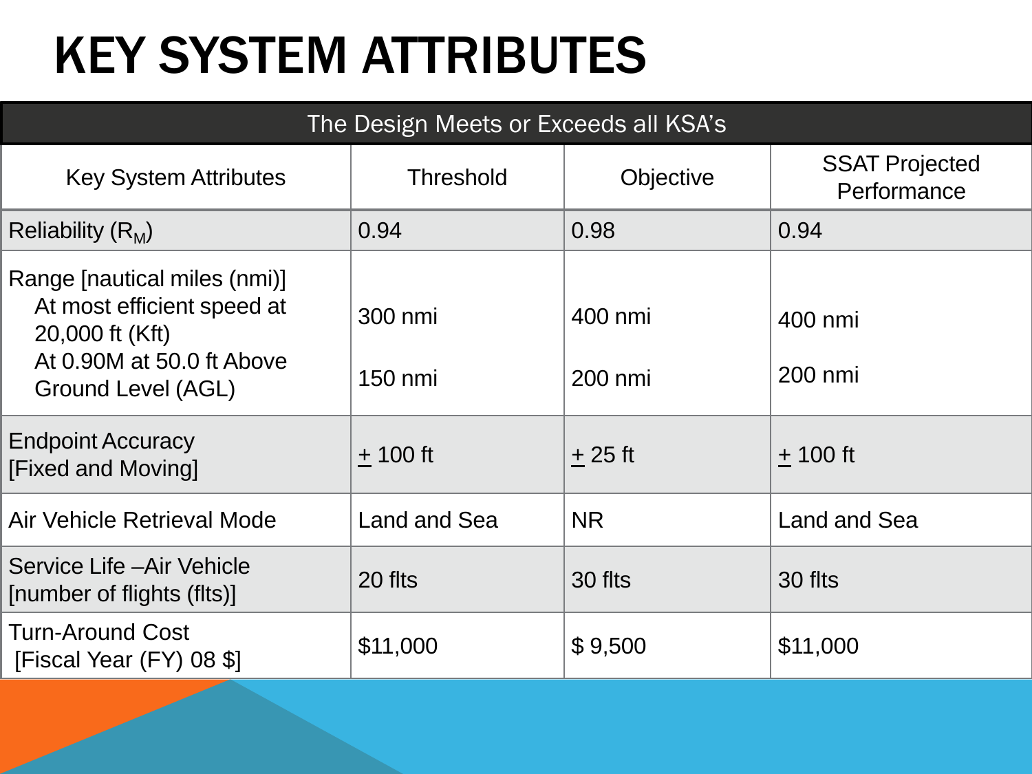# KEY SYSTEM ATTRIBUTES

| The Design Meets or Exceeds all KSA's | | | |
|---|---|---|---|
| Key System Attributes | Threshold | Objective | SSAT Projected Performance |
| Reliability ($R_M$) | 0.94 | 0.98 | 0.94 |
| Range [nautical miles (nmi)]<br>At most efficient speed at 20,000 ft (Kft)<br>At 0.90M at 50.0 ft Above Ground Level (AGL) | <br>300 nmi<br>150 nmi | <br>400 nmi<br>200 nmi | <br>400 nmi<br>200 nmi |
| Endpoint Accuracy [Fixed and Moving] | ± 100 ft | ± 25 ft | ± 100 ft |
| Air Vehicle Retrieval Mode | Land and Sea | NR | Land and Sea |
| Service Life –Air Vehicle [number of flights (flts)] | 20 flts | 30 flts | 30 flts |
| Turn-Around Cost [Fiscal Year (FY) 08 $] | $11,000 | $ 9,500 | $11,000 |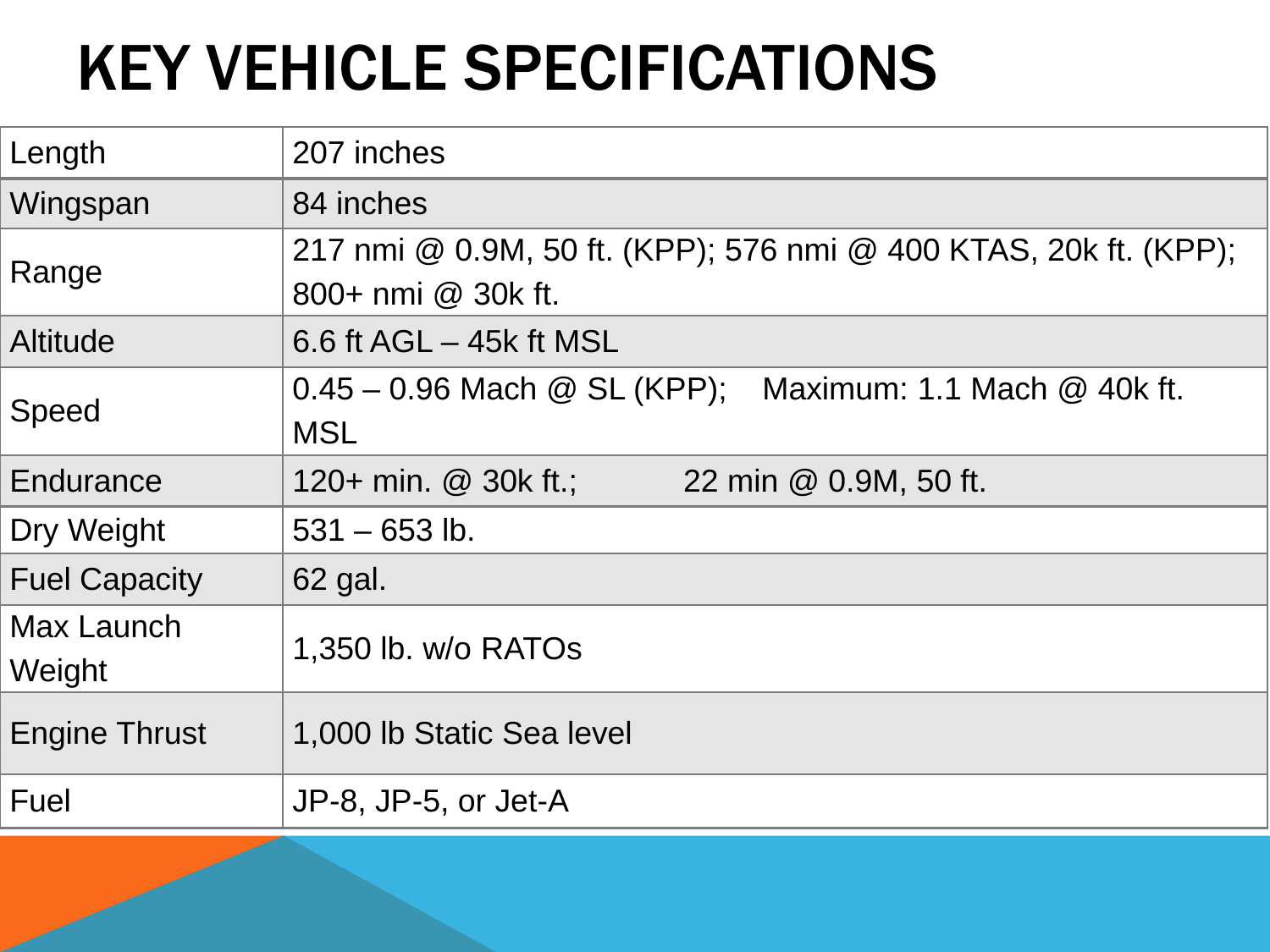# KEY VEHICLE SPECIFICATIONS

| | |
|---|---|
| Length | 207 inches |
| Wingspan | 84 inches |
| Range | 217 nmi @ 0.9M, 50 ft. (KPP); 576 nmi @ 400 KTAS, 20k ft. (KPP); 800+ nmi @ 30k ft. |
| Altitude | 6.6 ft AGL – 45k ft MSL |
| Speed | 0.45 – 0.96 Mach @ SL (KPP); Maximum: 1.1 Mach @ 40k ft. MSL |
| Endurance | 120+ min. @ 30k ft.; 22 min @ 0.9M, 50 ft. |
| Dry Weight | 531 – 653 lb. |
| Fuel Capacity | 62 gal. |
| Max Launch Weight | 1,350 lb. w/o RATOs |
| Engine Thrust | 1,000 lb Static Sea level |
| Fuel | JP-8, JP-5, or Jet-A |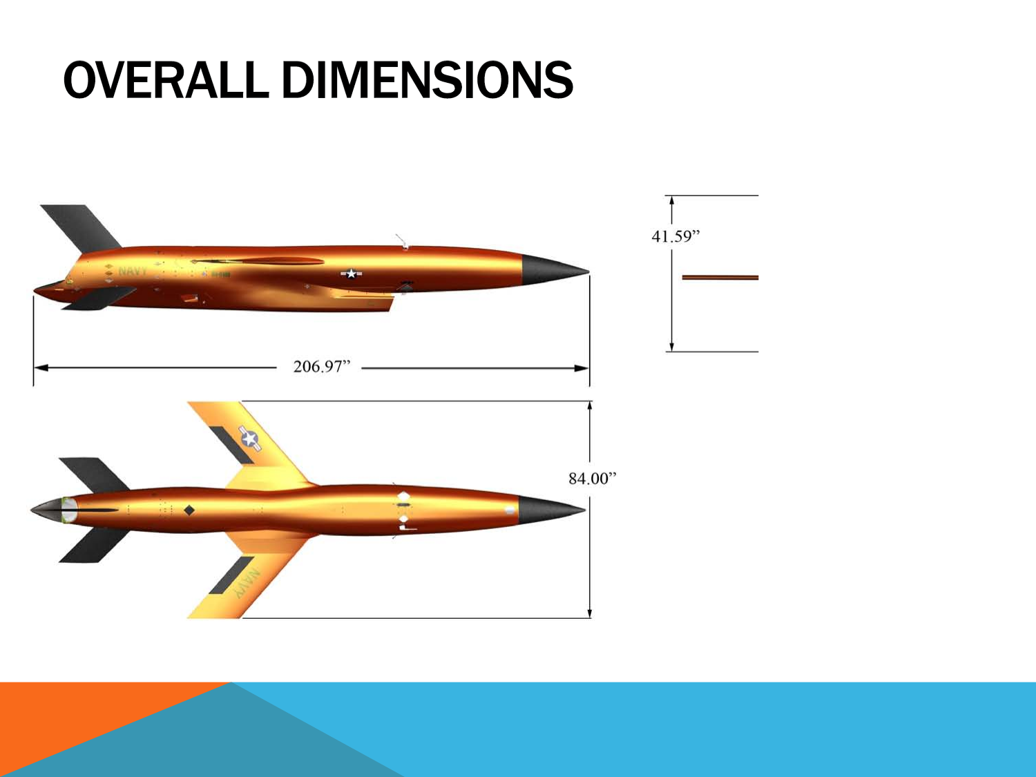# OVERALL DIMENSIONS

41.59”

206.97”

84.00”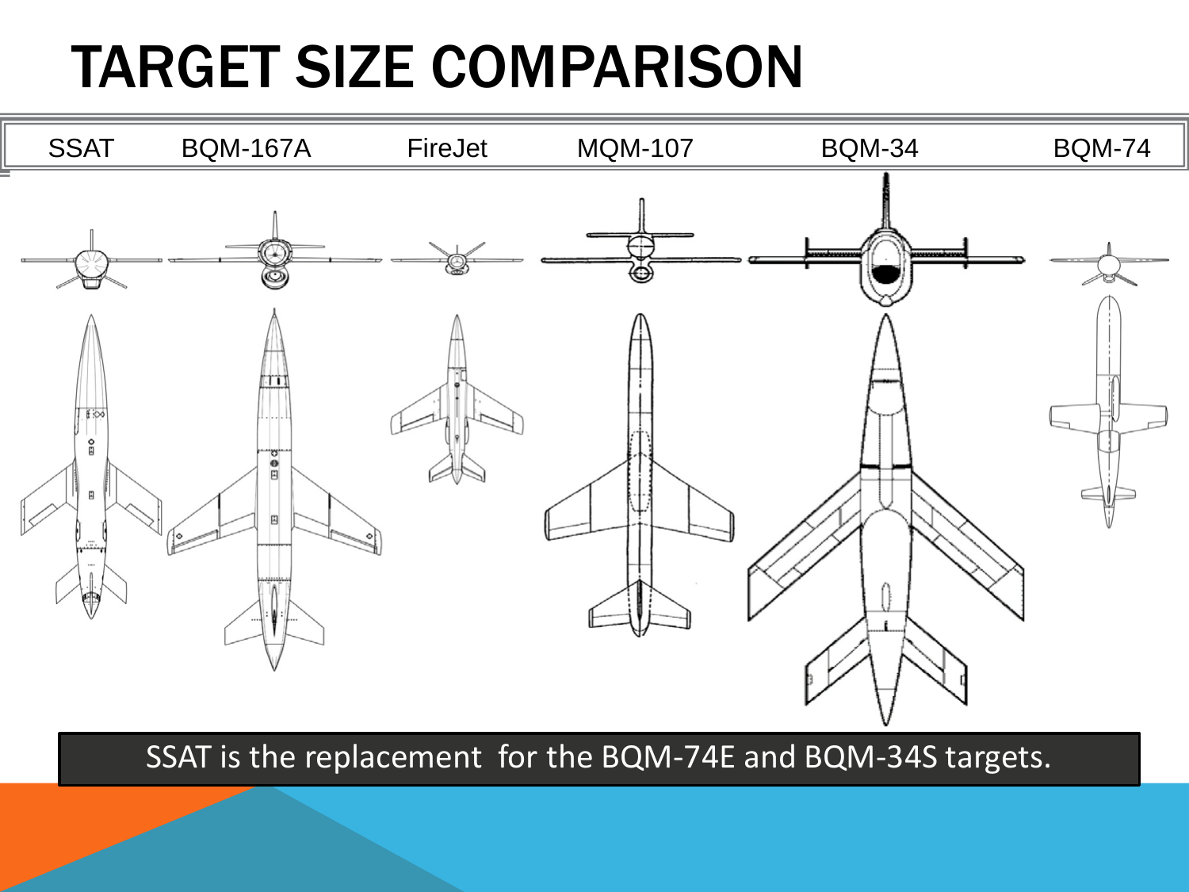# TARGET SIZE COMPARISON

| SSAT | BQM-167A | FireJet | MQM-107 | BQM-34 | BQM-74 |
|---|---|---|---|---|---|

SSAT is the replacement for the BQM-74E and BQM-34S targets.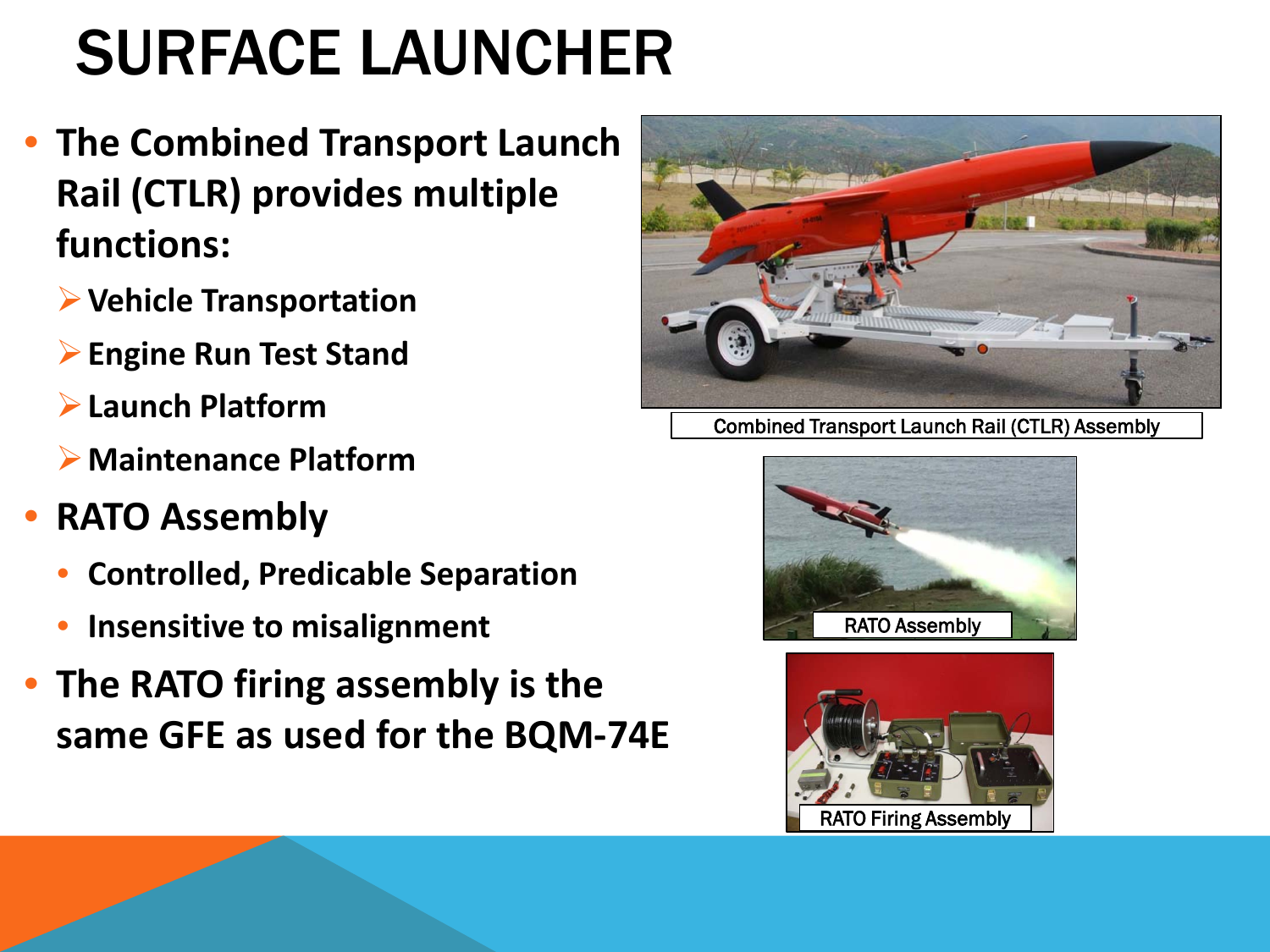# SURFACE LAUNCHER

- **The Combined Transport Launch Rail (CTLR) provides multiple functions:**
  - **Vehicle Transportation**
  - **Engine Run Test Stand**
  - **Launch Platform**
  - **Maintenance Platform**
- **RATO Assembly**
  - **Controlled, Predicable Separation**
  - **Insensitive to misalignment**
- **The RATO firing assembly is the same GFE as used for the BQM-74E**

Combined Transport Launch Rail (CTLR) Assembly

RATO Assembly

RATO Firing Assembly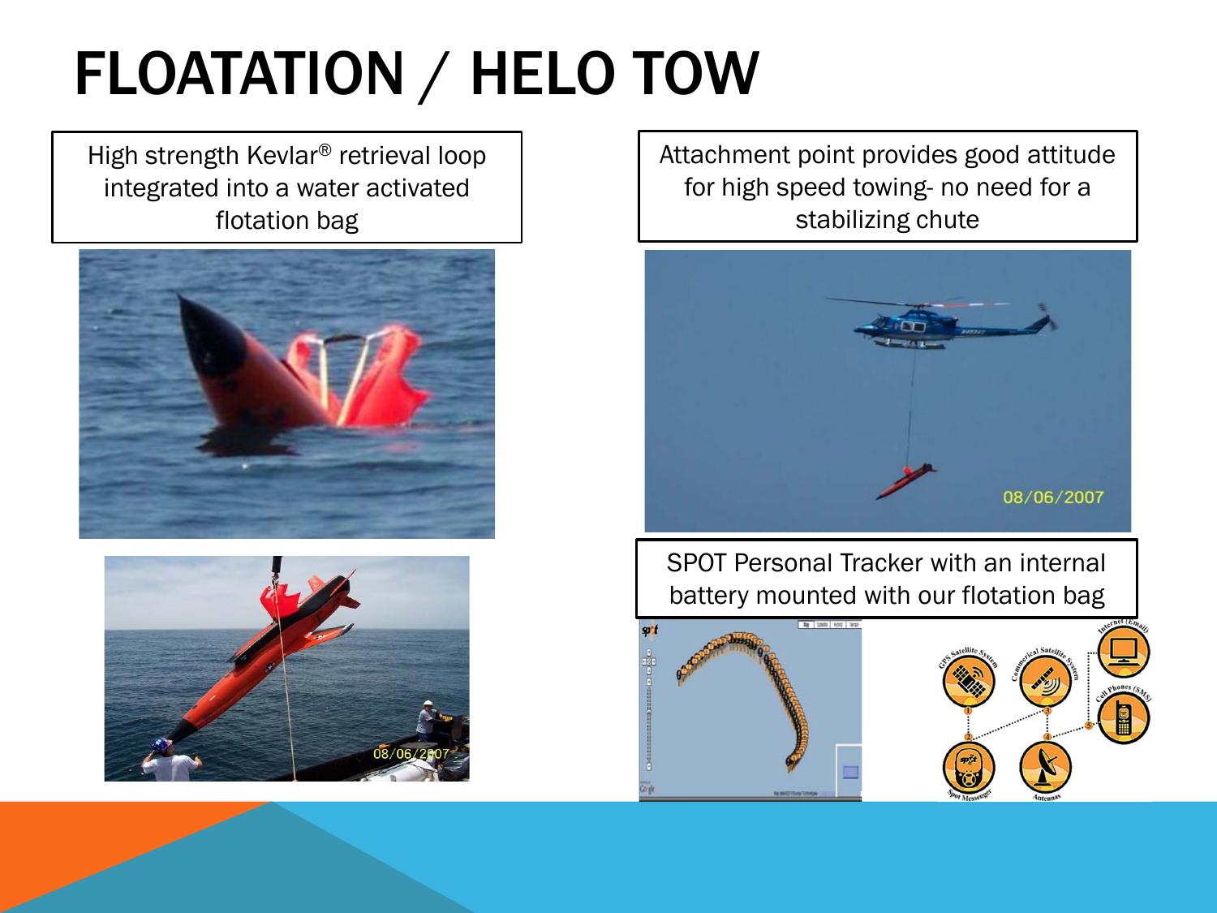# FLOATATION / HELO TOW

High strength Kevlar® retrieval loop integrated into a water activated flotation bag

Attachment point provides good attitude for high speed towing- no need for a stabilizing chute

SPOT Personal Tracker with an internal battery mounted with our flotation bag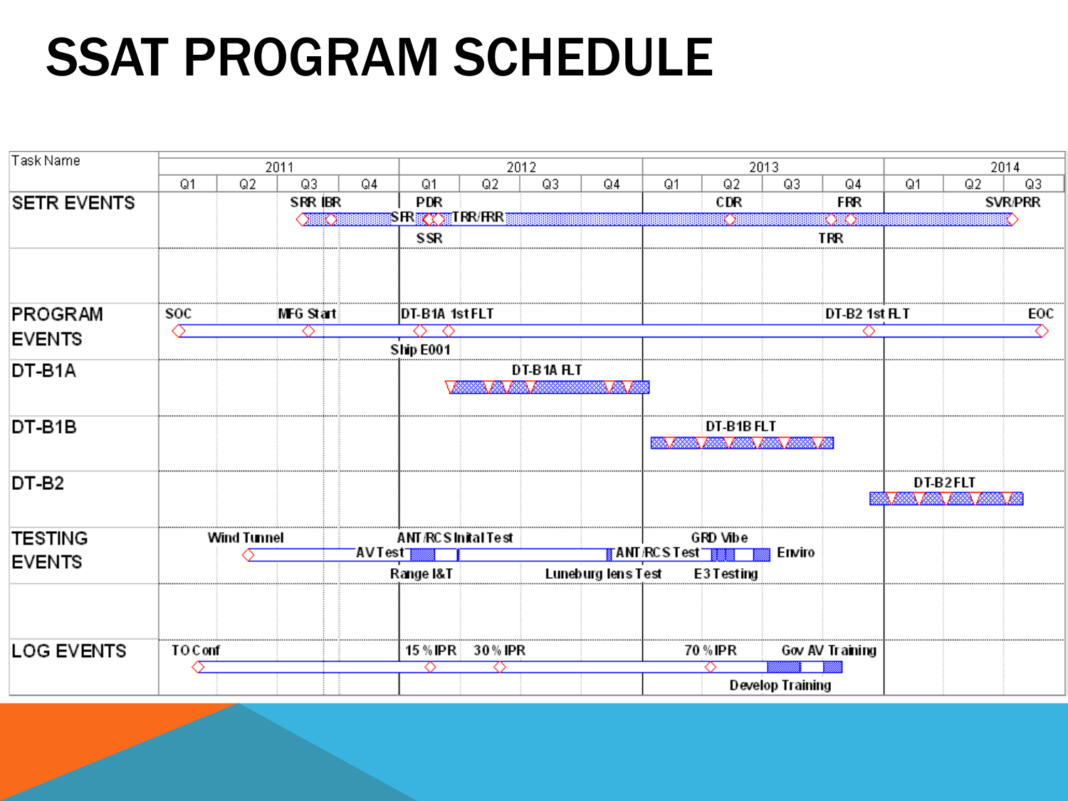# SSAT PROGRAM SCHEDULE

| Task Name | 2011 Q1 | 2011 Q2 | 2011 Q3 | 2011 Q4 | 2012 Q1 | 2012 Q2 | 2012 Q3 | 2012 Q4 | 2013 Q1 | 2013 Q2 | 2013 Q3 | 2013 Q4 | 2014 Q1 | 2014 Q2 | 2014 Q3 |
|---|---|---|---|---|---|---|---|---|---|---|---|---|---|---|---|
| SETR EVENTS | | | SRR IBR | | SFR PDR SSR TRR/FRR | | | | | CDR | | FRR TRR | | | SVR/PRR |
| PROGRAM EVENTS | SOC | | MFG Start | | DT-B1A 1st FLT Ship E001 | | | | | | | DT-B2 1st FLT | | | EOC |
| DT-B1A | | | | | DT-B1A FLT | | | | | | | | | | |
| DT-B1B | | | | | | | | | DT-B1B FLT | | | | | | |
| DT-B2 | | | | | | | | | | | | | DT-B2 FLT | | |
| TESTING EVENTS | | Wind Tunnel | | | AV Test ANT/RCS Inital Test Range I&T | | Luneburg lens Test | | ANT/RCS Test | GRD Vibe E3 Testing | Enviro | | | | |
| LOG EVENTS | TO Conf | | | | 15 % IPR | 30 % IPR | | | | 70 % IPR | | Gov AV Training Develop Training | | | |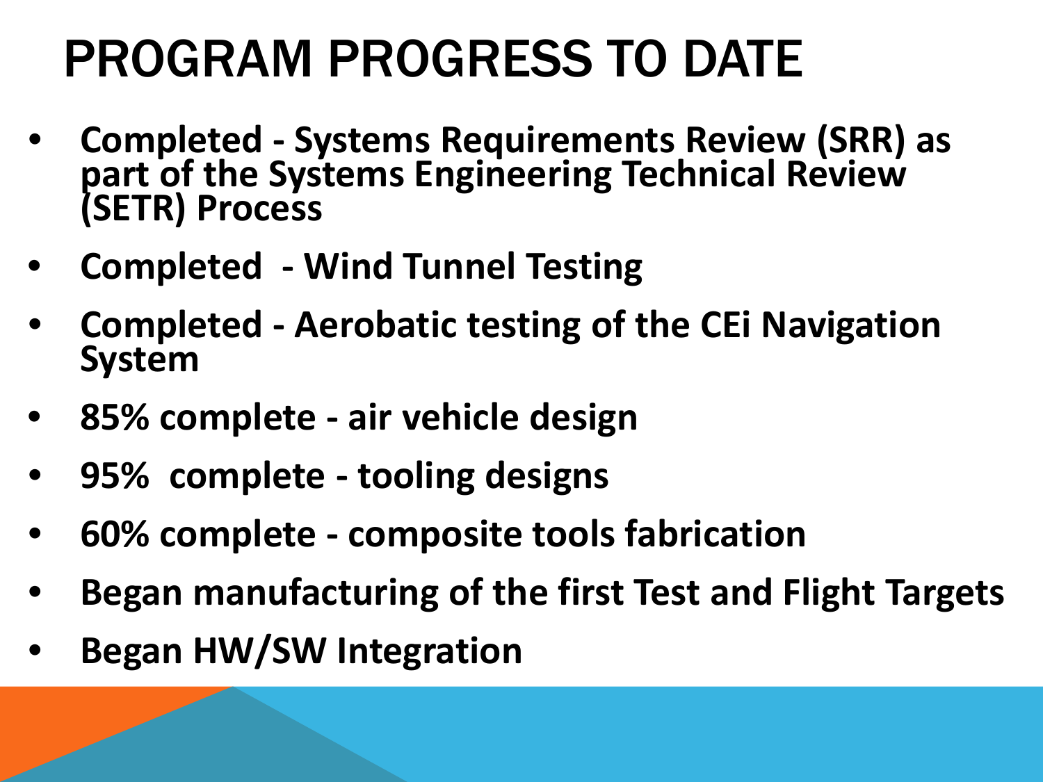# PROGRAM PROGRESS TO DATE

- **Completed - Systems Requirements Review (SRR) as part of the Systems Engineering Technical Review (SETR) Process**
- **Completed - Wind Tunnel Testing**
- **Completed - Aerobatic testing of the CEi Navigation System**
- **85% complete - air vehicle design**
- **95% complete - tooling designs**
- **60% complete - composite tools fabrication**
- **Began manufacturing of the first Test and Flight Targets**
- **Began HW/SW Integration**